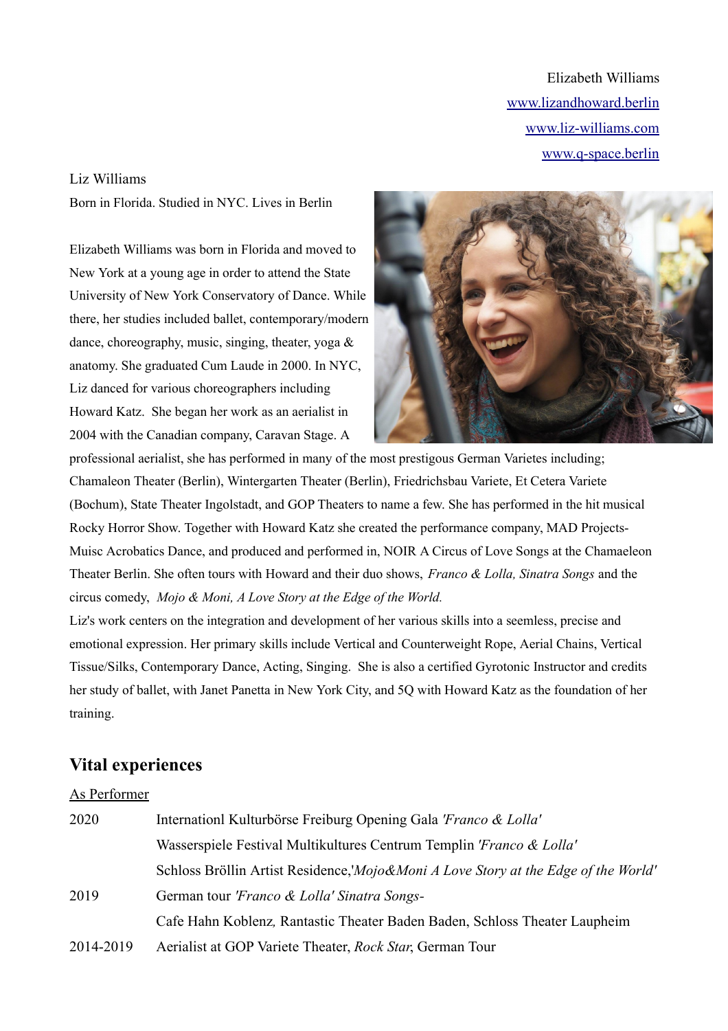Elizabeth Williams
www.lizandhoward.berlin
www.liz-williams.com
www.q-space.berlin

Liz Williams

Born in Florida. Studied in NYC. Lives in Berlin

Elizabeth Williams was born in Florida and moved to New York at a young age in order to attend the State University of New York Conservatory of Dance. While there, her studies included ballet, contemporary/modern dance, choreography, music, singing, theater, yoga & anatomy. She graduated Cum Laude in 2000. In NYC, Liz danced for various choreographers including Howard Katz. She began her work as an aerialist in 2004 with the Canadian company, Caravan Stage. A professional aerialist, she has performed in many of the most prestigous German Varietes including; Chamaleon Theater (Berlin), Wintergarten Theater (Berlin), Friedrichsbau Variete, Et Cetera Variete (Bochum), State Theater Ingolstadt, and GOP Theaters to name a few. She has performed in the hit musical Rocky Horror Show. Together with Howard Katz she created the performance company, MAD Projects-Muisc Acrobatics Dance, and produced and performed in, NOIR A Circus of Love Songs at the Chamaeleon Theater Berlin. She often tours with Howard and their duo shows, *Franco & Lolla, Sinatra Songs* and the circus comedy, *Mojo & Moni, A Love Story at the Edge of the World.*

Liz's work centers on the integration and development of her various skills into a seemless, precise and emotional expression. Her primary skills include Vertical and Counterweight Rope, Aerial Chains, Vertical Tissue/Silks, Contemporary Dance, Acting, Singing. She is also a certified Gyrotonic Instructor and credits her study of ballet, with Janet Panetta in New York City, and 5Q with Howard Katz as the foundation of her training.

## Vital experiences

As Performer

| | |
|---|---|
| 2020 | Internationl Kulturbörse Freiburg Opening Gala *'Franco & Lolla'* |
| | Wasserspiele Festival Multikultures Centrum Templin *'Franco & Lolla'* |
| | Schloss Bröllin Artist Residence,*'Mojo&Moni A Love Story at the Edge of the World'* |
| 2019 | German tour *'Franco & Lolla' Sinatra Songs-* |
| | Cafe Hahn Koblenz, Rantastic Theater Baden Baden, Schloss Theater Laupheim |
| 2014-2019 | Aerialist at GOP Variete Theater, *Rock Star*, German Tour |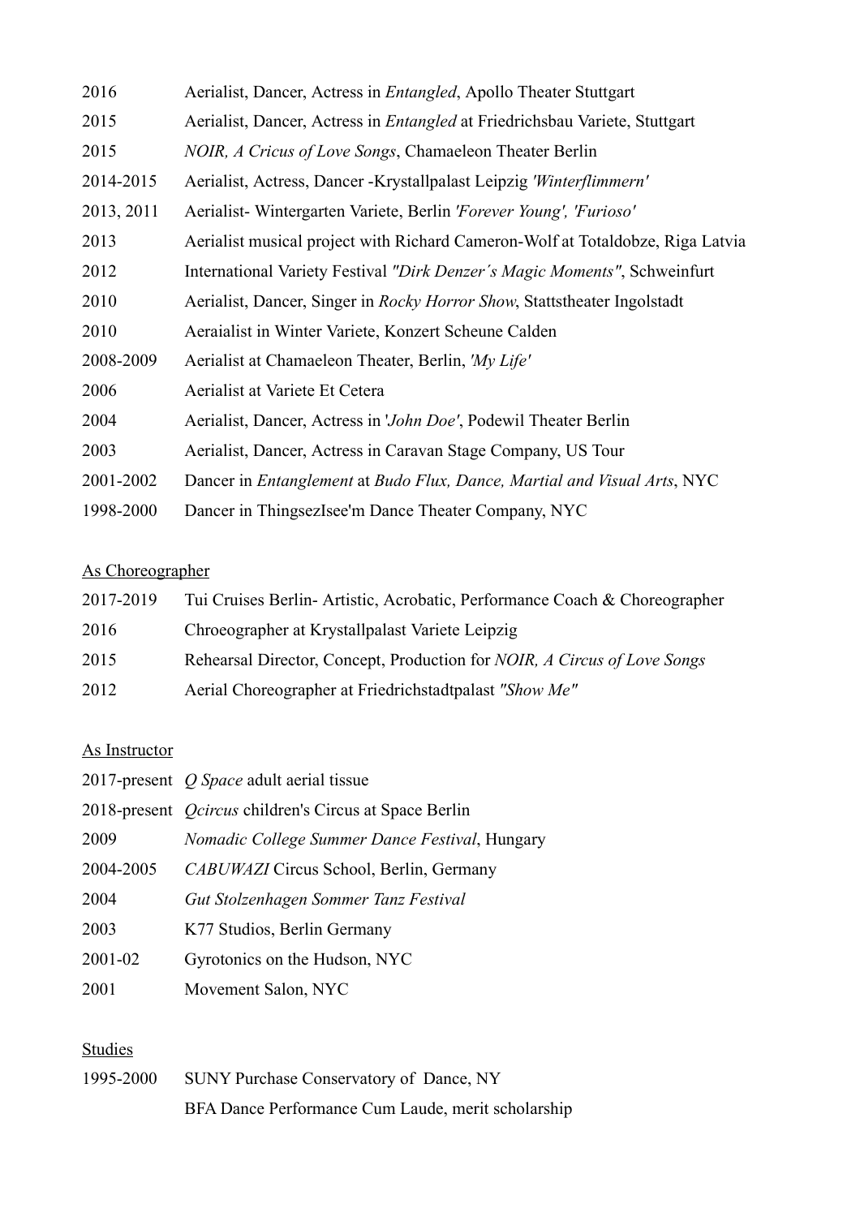| | |
|---|---|
| 2016 | Aerialist, Dancer, Actress in *Entangled*, Apollo Theater Stuttgart |
| 2015 | Aerialist, Dancer, Actress in *Entangled* at Friedrichsbau Variete, Stuttgart |
| 2015 | *NOIR, A Cricus of Love Songs*, Chamaeleon Theater Berlin |
| 2014-2015 | Aerialist, Actress, Dancer -Krystallpalast Leipzig *'Winterflimmern'* |
| 2013, 2011 | Aerialist- Wintergarten Variete, Berlin *'Forever Young', 'Furioso'* |
| 2013 | Aerialist musical project with Richard Cameron-Wolf at Totaldobze, Riga Latvia |
| 2012 | International Variety Festival *"Dirk Denzer´s Magic Moments"*, Schweinfurt |
| 2010 | Aerialist, Dancer, Singer in *Rocky Horror Show*, Stattstheater Ingolstadt |
| 2010 | Aeraialist in Winter Variete, Konzert Scheune Calden |
| 2008-2009 | Aerialist at Chamaeleon Theater, Berlin, *'My Life'* |
| 2006 | Aerialist at Variete Et Cetera |
| 2004 | Aerialist, Dancer, Actress in '*John Doe'*, Podewil Theater Berlin |
| 2003 | Aerialist, Dancer, Actress in Caravan Stage Company, US Tour |
| 2001-2002 | Dancer in *Entanglement* at *Budo Flux, Dance, Martial and Visual Arts*, NYC |
| 1998-2000 | Dancer in ThingsezIsee'm Dance Theater Company, NYC |

<u>As Choreographer</u>

| | |
|---|---|
| 2017-2019 | Tui Cruises Berlin- Artistic, Acrobatic, Performance Coach & Choreographer |
| 2016 | Chroeographer at Krystallpalast Variete Leipzig |
| 2015 | Rehearsal Director, Concept, Production for *NOIR, A Circus of Love Songs* |
| 2012 | Aerial Choreographer at Friedrichstadtpalast *"Show Me"* |

<u>As Instructor</u>

| | |
|---|---|
| 2017-present | *Q Space* adult aerial tissue |
| 2018-present | *Qcircus* children's Circus at Space Berlin |
| 2009 | *Nomadic College Summer Dance Festival*, Hungary |
| 2004-2005 | *CABUWAZI* Circus School, Berlin, Germany |
| 2004 | *Gut Stolzenhagen Sommer Tanz Festival* |
| 2003 | K77 Studios, Berlin Germany |
| 2001-02 | Gyrotonics on the Hudson, NYC |
| 2001 | Movement Salon, NYC |

<u>Studies</u>

| | |
|---|---|
| 1995-2000 | SUNY Purchase Conservatory of Dance, NY |
| | BFA Dance Performance Cum Laude, merit scholarship |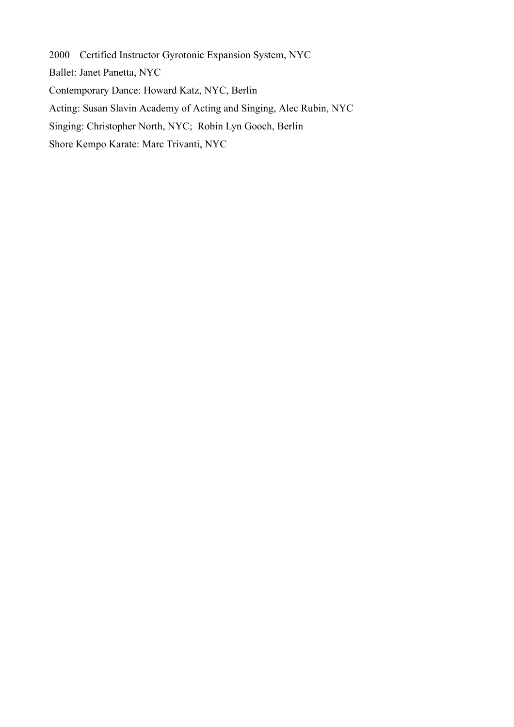2000 Certified Instructor Gyrotonic Expansion System, NYC

Ballet: Janet Panetta, NYC

Contemporary Dance: Howard Katz, NYC, Berlin

Acting: Susan Slavin Academy of Acting and Singing, Alec Rubin, NYC

Singing: Christopher North, NYC; Robin Lyn Gooch, Berlin

Shore Kempo Karate: Marc Trivanti, NYC